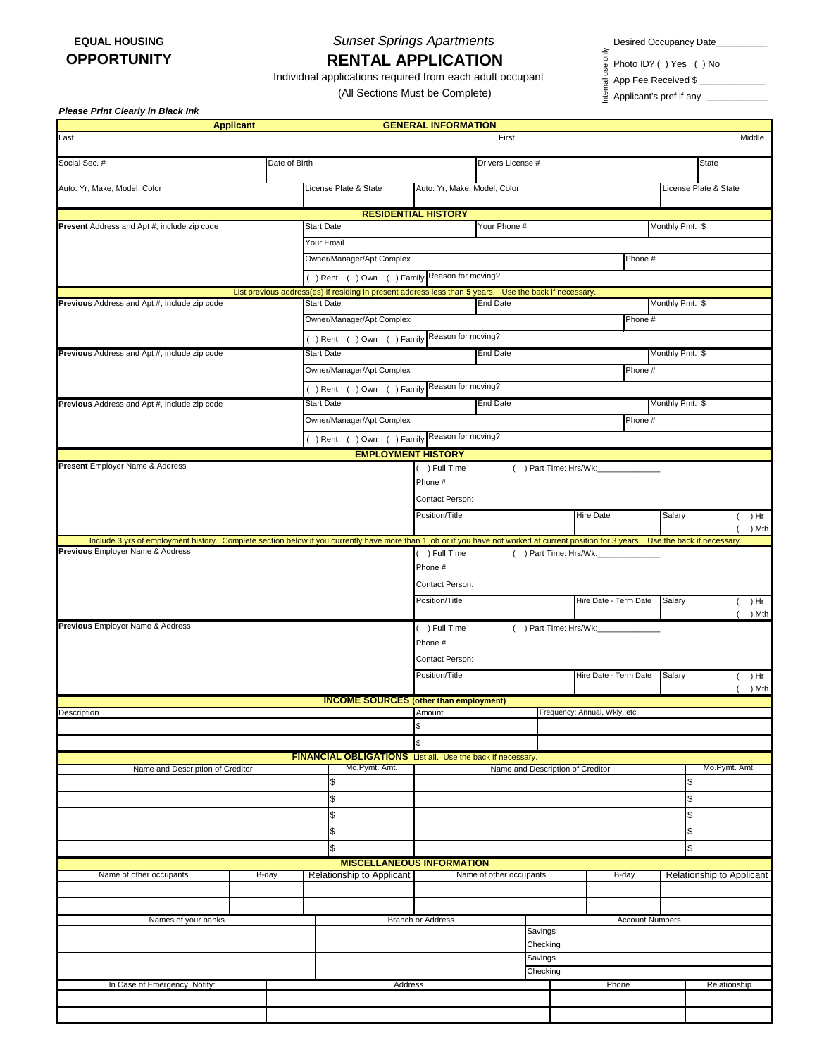**EQUAL HOUSING**
**OPPORTUNITY**

*Sunset Springs Apartments*

# RENTAL APPLICATION

Individual applications required from each adult occupant

(All Sections Must be Complete)

Internal use only

Desired Occupancy Date__________

Photo ID? ( ) Yes ( ) No

App Fee Received $ _____________

Applicant's pref if any ____________

***Please Print Clearly in Black Ink***

## GENERAL INFORMATION

**Applicant**

| Last | | First | | Middle |
|---|---|---|---|---|
| Social Sec. # | Date of Birth | Drivers License # | | State |
| Auto: Yr, Make, Model, Color | License Plate & State | Auto: Yr, Make, Model, Color | | License Plate & State |

## RESIDENTIAL HISTORY

| **Present** Address and Apt #, include zip code | Start Date | Your Phone # | Monthly Pmt. $ |
|---|---|---|---|
| | Your Email | | |
| | Owner/Manager/Apt Complex | | Phone # |
| | ( ) Rent ( ) Own ( ) Family | Reason for moving? | |

List previous address(es) if residing in present address less than **5** years. Use the back if necessary.

| **Previous** Address and Apt #, include zip code | Start Date | End Date | Monthly Pmt. $ |
|---|---|---|---|
| | Owner/Manager/Apt Complex | | Phone # |
| | ( ) Rent ( ) Own ( ) Family | Reason for moving? | |
| **Previous** Address and Apt #, include zip code | Start Date | End Date | Monthly Pmt. $ |
| | Owner/Manager/Apt Complex | | Phone # |
| | ( ) Rent ( ) Own ( ) Family | Reason for moving? | |
| **Previous** Address and Apt #, include zip code | Start Date | End Date | Monthly Pmt. $ |
| | Owner/Manager/Apt Complex | | Phone # |
| | ( ) Rent ( ) Own ( ) Family | Reason for moving? | |

## EMPLOYMENT HISTORY

| **Present** Employer Name & Address | ( ) Full Time | ( ) Part Time: Hrs/Wk:_____________ | |
|---|---|---|---|
| | Phone # | | |
| | Contact Person: | | |
| | Position/Title | Hire Date | Salary ( ) Hr ( ) Mth |

Include 3 yrs of employment history. Complete section below if you currently have more than 1 job or if you have not worked at current position for 3 years. Use the back if necessary.

| **Previous** Employer Name & Address | ( ) Full Time | ( ) Part Time: Hrs/Wk:_____________ | |
|---|---|---|---|
| | Phone # | | |
| | Contact Person: | | |
| | Position/Title | Hire Date - Term Date | Salary ( ) Hr ( ) Mth |
| **Previous** Employer Name & Address | ( ) Full Time | ( ) Part Time: Hrs/Wk:_____________ | |
| | Phone # | | |
| | Contact Person: | | |
| | Position/Title | Hire Date - Term Date | Salary ( ) Hr ( ) Mth |

## INCOME SOURCES (other than employment)

| Description | Amount | Frequency: Annual, Wkly, etc |
|---|---|---|
| | $ | |
| | $ | |

## FINANCIAL OBLIGATIONS List all. Use the back if necessary.

| Name and Description of Creditor | Mo.Pymt. Amt. | Name and Description of Creditor | Mo.Pymt. Amt. |
|---|---|---|---|
| | $ | | $ |
| | $ | | $ |
| | $ | | $ |
| | $ | | $ |
| | $ | | $ |

## MISCELLANEOUS INFORMATION

| Name of other occupants | B-day | Relationship to Applicant | Name of other occupants | B-day | Relationship to Applicant |
|---|---|---|---|---|---|
| | | | | | |
| | | | | | |

| Names of your banks | Branch or Address | Account Numbers |
|---|---|---|
| | | Savings |
| | | Checking |
| | | Savings |
| | | Checking |

| In Case of Emergency, Notify: | Address | Phone | Relationship |
|---|---|---|---|
| | | | |
| | | | |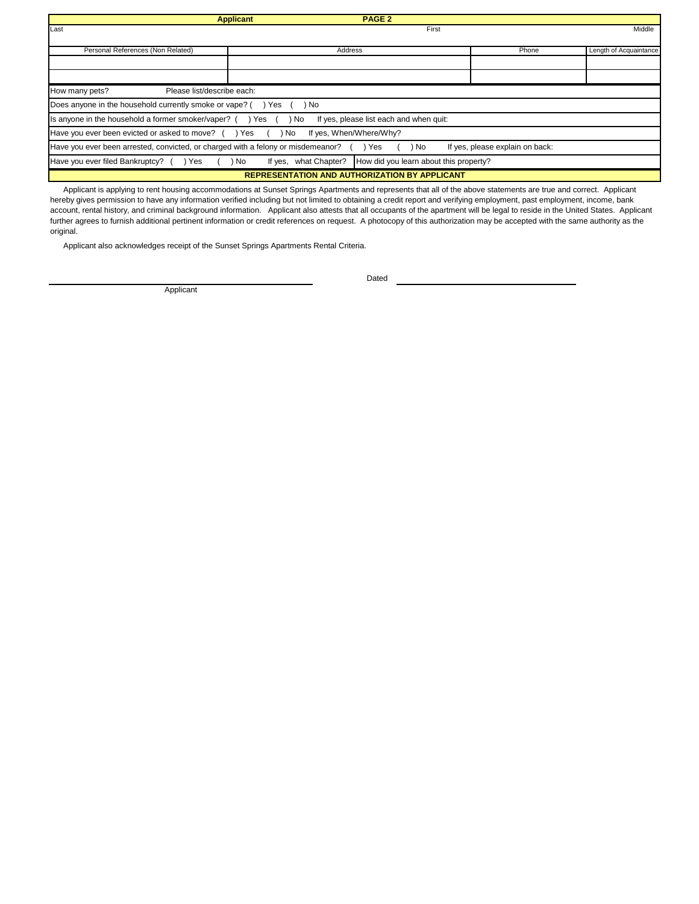| Applicant | PAGE 2 | |
|---|---|---|
| Last | First | Middle |

| Personal References (Non Related) | Address | Phone | Length of Acquaintance |
|---|---|---|---|
| | | | |
| | | | |

How many pets? Please list/describe each:

Does anyone in the household currently smoke or vape? ( ) Yes ( ) No

Is anyone in the household a former smoker/vaper? ( ) Yes ( ) No If yes, please list each and when quit:

Have you ever been evicted or asked to move? ( ) Yes ( ) No If yes, When/Where/Why?

Have you ever been arrested, convicted, or charged with a felony or misdemeanor? ( ) Yes ( ) No If yes, please explain on back:

Have you ever filed Bankruptcy? ( ) Yes ( ) No If yes, what Chapter? | How did you learn about this property?

## REPRESENTATION AND AUTHORIZATION BY APPLICANT

Applicant is applying to rent housing accommodations at Sunset Springs Apartments and represents that all of the above statements are true and correct. Applicant hereby gives permission to have any information verified including but not limited to obtaining a credit report and verifying employment, past employment, income, bank account, rental history, and criminal background information. Applicant also attests that all occupants of the apartment will be legal to reside in the United States. Applicant further agrees to furnish additional pertinent information or credit references on request. A photocopy of this authorization may be accepted with the same authority as the original.

Applicant also acknowledges receipt of the Sunset Springs Apartments Rental Criteria.

______________________________ Dated ______________________________

Applicant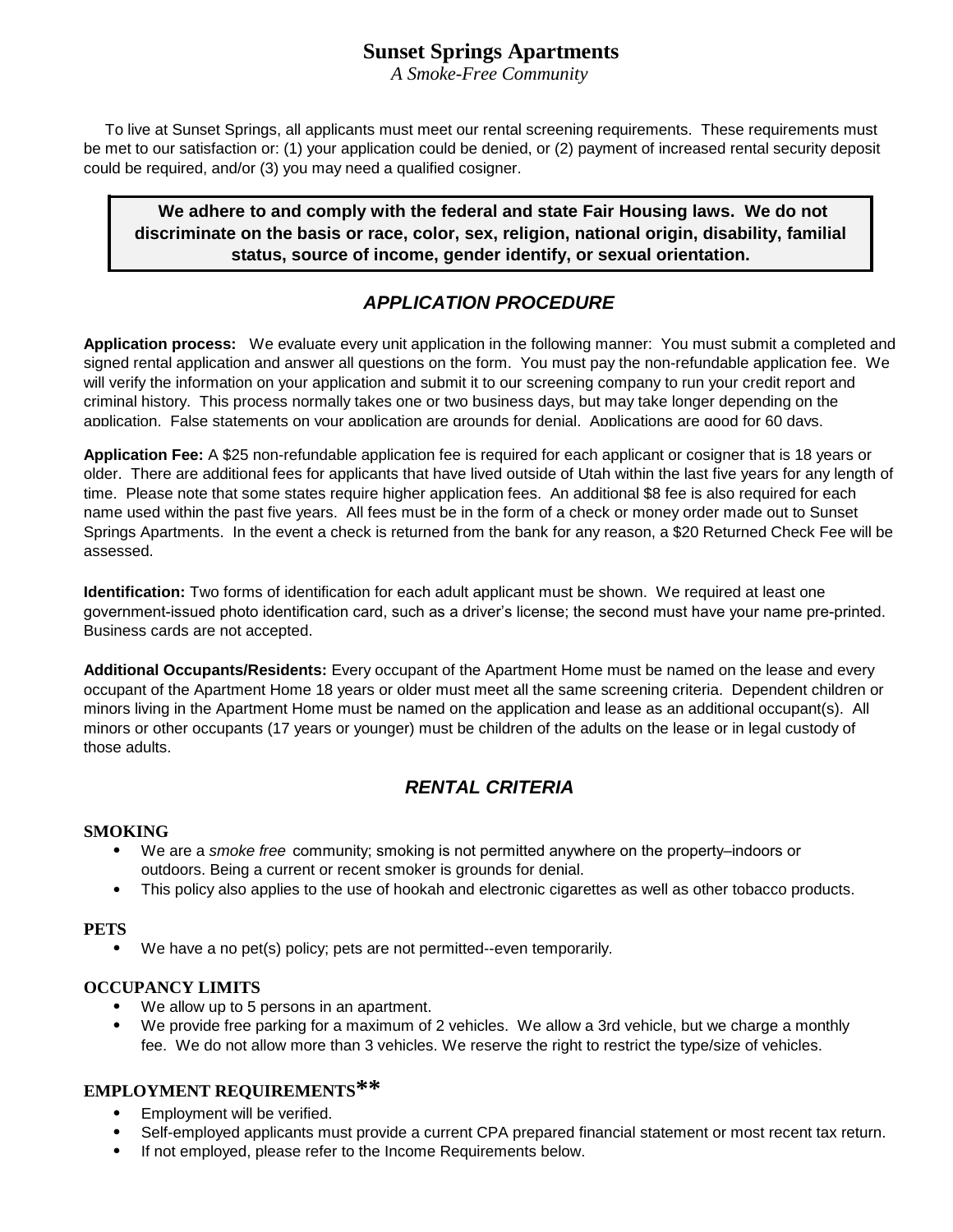# Sunset Springs Apartments

*A Smoke-Free Community*

To live at Sunset Springs, all applicants must meet our rental screening requirements. These requirements must be met to our satisfaction or: (1) your application could be denied, or (2) payment of increased rental security deposit could be required, and/or (3) you may need a qualified cosigner.

**We adhere to and comply with the federal and state Fair Housing laws. We do not discriminate on the basis or race, color, sex, religion, national origin, disability, familial status, source of income, gender identify, or sexual orientation.**

## *APPLICATION PROCEDURE*

**Application process:** We evaluate every unit application in the following manner: You must submit a completed and signed rental application and answer all questions on the form. You must pay the non-refundable application fee. We will verify the information on your application and submit it to our screening company to run your credit report and criminal history. This process normally takes one or two business days, but may take longer depending on the application. False statements on your application are grounds for denial. Applications are good for 60 days.

**Application Fee:** A $25 non-refundable application fee is required for each applicant or cosigner that is 18 years or older. There are additional fees for applicants that have lived outside of Utah within the last five years for any length of time. Please note that some states require higher application fees. An additional $8 fee is also required for each name used within the past five years. All fees must be in the form of a check or money order made out to Sunset Springs Apartments. In the event a check is returned from the bank for any reason, a $20 Returned Check Fee will be assessed.

**Identification:** Two forms of identification for each adult applicant must be shown. We required at least one government-issued photo identification card, such as a driver's license; the second must have your name pre-printed. Business cards are not accepted.

**Additional Occupants/Residents:** Every occupant of the Apartment Home must be named on the lease and every occupant of the Apartment Home 18 years or older must meet all the same screening criteria. Dependent children or minors living in the Apartment Home must be named on the application and lease as an additional occupant(s). All minors or other occupants (17 years or younger) must be children of the adults on the lease or in legal custody of those adults.

## *RENTAL CRITERIA*

### SMOKING

- We are a *smoke free* community; smoking is not permitted anywhere on the property–indoors or outdoors. Being a current or recent smoker is grounds for denial.
- This policy also applies to the use of hookah and electronic cigarettes as well as other tobacco products.

### PETS

- We have a no pet(s) policy; pets are not permitted--even temporarily.

### OCCUPANCY LIMITS

- We allow up to 5 persons in an apartment.
- We provide free parking for a maximum of 2 vehicles. We allow a 3rd vehicle, but we charge a monthly fee. We do not allow more than 3 vehicles. We reserve the right to restrict the type/size of vehicles.

### EMPLOYMENT REQUIREMENTS**

- Employment will be verified.
- Self-employed applicants must provide a current CPA prepared financial statement or most recent tax return.
- If not employed, please refer to the Income Requirements below.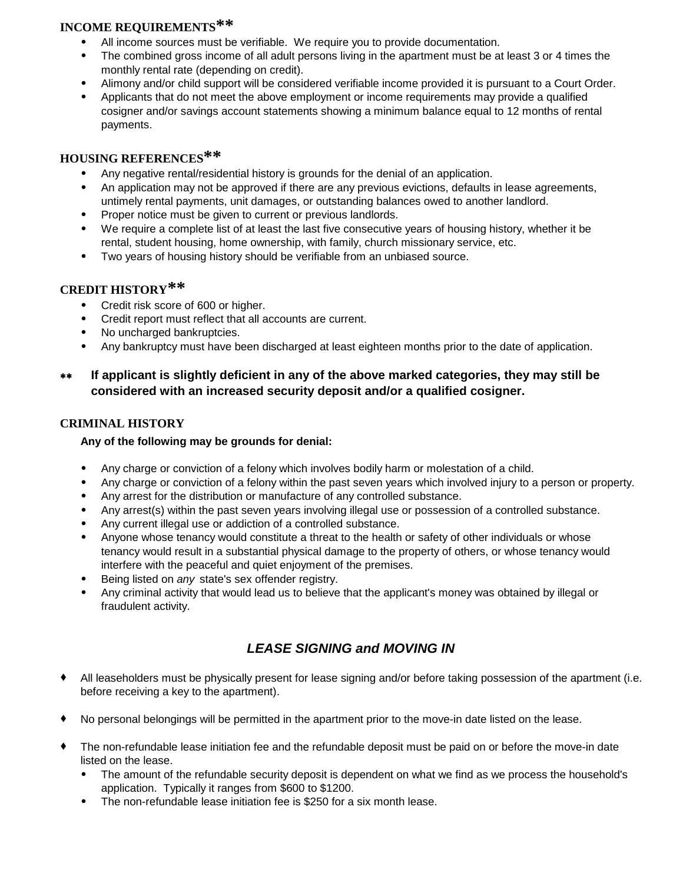## INCOME REQUIREMENTS**

- All income sources must be verifiable. We require you to provide documentation.
- The combined gross income of all adult persons living in the apartment must be at least 3 or 4 times the monthly rental rate (depending on credit).
- Alimony and/or child support will be considered verifiable income provided it is pursuant to a Court Order.
- Applicants that do not meet the above employment or income requirements may provide a qualified cosigner and/or savings account statements showing a minimum balance equal to 12 months of rental payments.

## HOUSING REFERENCES**

- Any negative rental/residential history is grounds for the denial of an application.
- An application may not be approved if there are any previous evictions, defaults in lease agreements, untimely rental payments, unit damages, or outstanding balances owed to another landlord.
- Proper notice must be given to current or previous landlords.
- We require a complete list of at least the last five consecutive years of housing history, whether it be rental, student housing, home ownership, with family, church missionary service, etc.
- Two years of housing history should be verifiable from an unbiased source.

## CREDIT HISTORY**

- Credit risk score of 600 or higher.
- Credit report must reflect that all accounts are current.
- No uncharged bankruptcies.
- Any bankruptcy must have been discharged at least eighteen months prior to the date of application.

** **If applicant is slightly deficient in any of the above marked categories, they may still be considered with an increased security deposit and/or a qualified cosigner.**

## CRIMINAL HISTORY

**Any of the following may be grounds for denial:**

- Any charge or conviction of a felony which involves bodily harm or molestation of a child.
- Any charge or conviction of a felony within the past seven years which involved injury to a person or property.
- Any arrest for the distribution or manufacture of any controlled substance.
- Any arrest(s) within the past seven years involving illegal use or possession of a controlled substance.
- Any current illegal use or addiction of a controlled substance.
- Anyone whose tenancy would constitute a threat to the health or safety of other individuals or whose tenancy would result in a substantial physical damage to the property of others, or whose tenancy would interfere with the peaceful and quiet enjoyment of the premises.
- Being listed on *any* state's sex offender registry.
- Any criminal activity that would lead us to believe that the applicant's money was obtained by illegal or fraudulent activity.

## *LEASE SIGNING and MOVING IN*

- All leaseholders must be physically present for lease signing and/or before taking possession of the apartment (i.e. before receiving a key to the apartment).
- No personal belongings will be permitted in the apartment prior to the move-in date listed on the lease.
- The non-refundable lease initiation fee and the refundable deposit must be paid on or before the move-in date listed on the lease.
  - The amount of the refundable security deposit is dependent on what we find as we process the household's application. Typically it ranges from $600 to $1200.
  - The non-refundable lease initiation fee is $250 for a six month lease.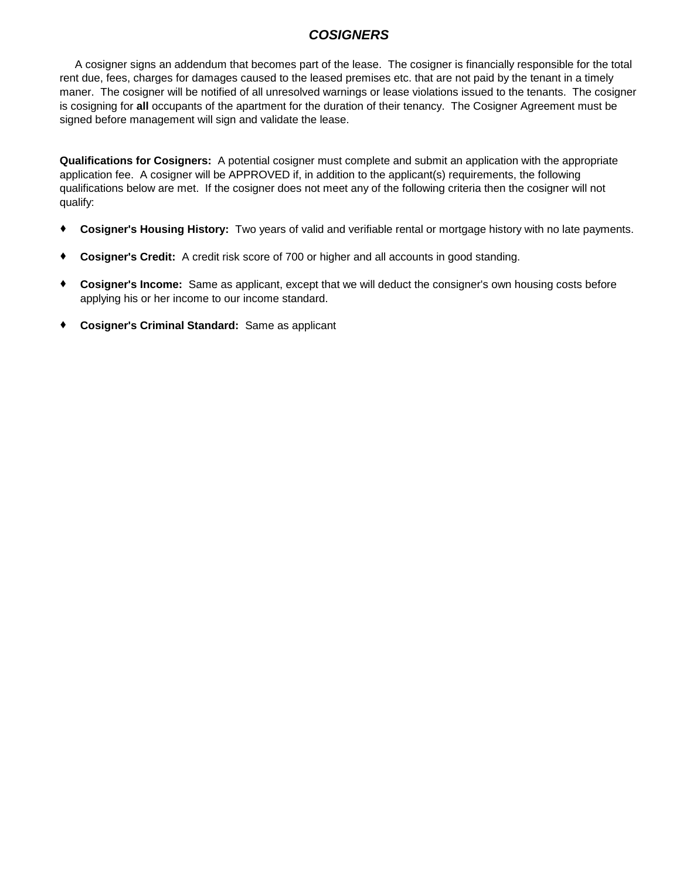## *COSIGNERS*

A cosigner signs an addendum that becomes part of the lease. The cosigner is financially responsible for the total rent due, fees, charges for damages caused to the leased premises etc. that are not paid by the tenant in a timely maner. The cosigner will be notified of all unresolved warnings or lease violations issued to the tenants. The cosigner is cosigning for **all** occupants of the apartment for the duration of their tenancy. The Cosigner Agreement must be signed before management will sign and validate the lease.

**Qualifications for Cosigners:** A potential cosigner must complete and submit an application with the appropriate application fee. A cosigner will be APPROVED if, in addition to the applicant(s) requirements, the following qualifications below are met. If the cosigner does not meet any of the following criteria then the cosigner will not qualify:

- **Cosigner's Housing History:** Two years of valid and verifiable rental or mortgage history with no late payments.
- **Cosigner's Credit:** A credit risk score of 700 or higher and all accounts in good standing.
- **Cosigner's Income:** Same as applicant, except that we will deduct the consigner's own housing costs before applying his or her income to our income standard.
- **Cosigner's Criminal Standard:** Same as applicant